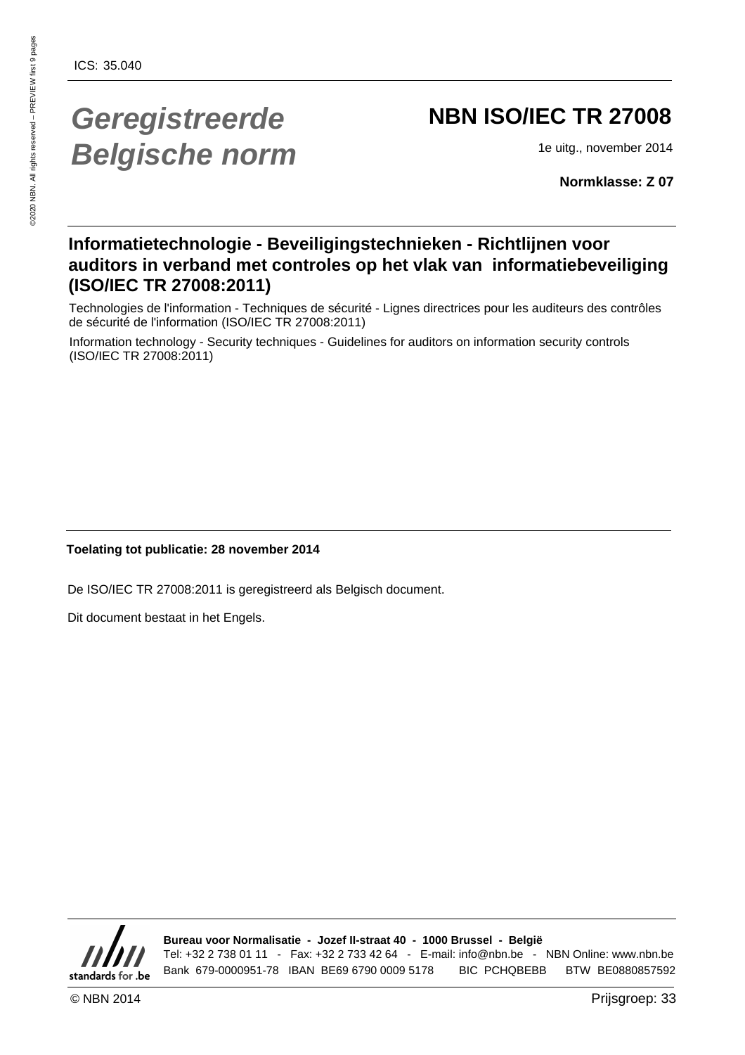ICS: 35.040

# *Geregistreerde Belgische norm*

# NBN ISO/IEC TR 27008

1e uitg., november 2014

**Normklasse: Z 07**

## Informatietechnologie - Beveiligingstechnieken - Richtlijnen voor auditors in verband met controles op het vlak van informatiebeveiliging (ISO/IEC TR 27008:2011)

Technologies de l'information - Techniques de sécurité - Lignes directrices pour les auditeurs des contrôles de sécurité de l'information (ISO/IEC TR 27008:2011)

Information technology - Security techniques - Guidelines for auditors on information security controls (ISO/IEC TR 27008:2011)

**Toelating tot publicatie: 28 november 2014**

De ISO/IEC TR 27008:2011 is geregistreerd als Belgisch document.

Dit document bestaat in het Engels.

**Bureau voor Normalisatie - Jozef II-straat 40 - 1000 Brussel - België**
Tel: +32 2 738 01 11 - Fax: +32 2 733 42 64 - E-mail: info@nbn.be - NBN Online: www.nbn.be
Bank 679-0000951-78 IBAN BE69 6790 0009 5178 BIC PCHQBEBB BTW BE0880857592

© NBN 2014 Prijsgroep: 33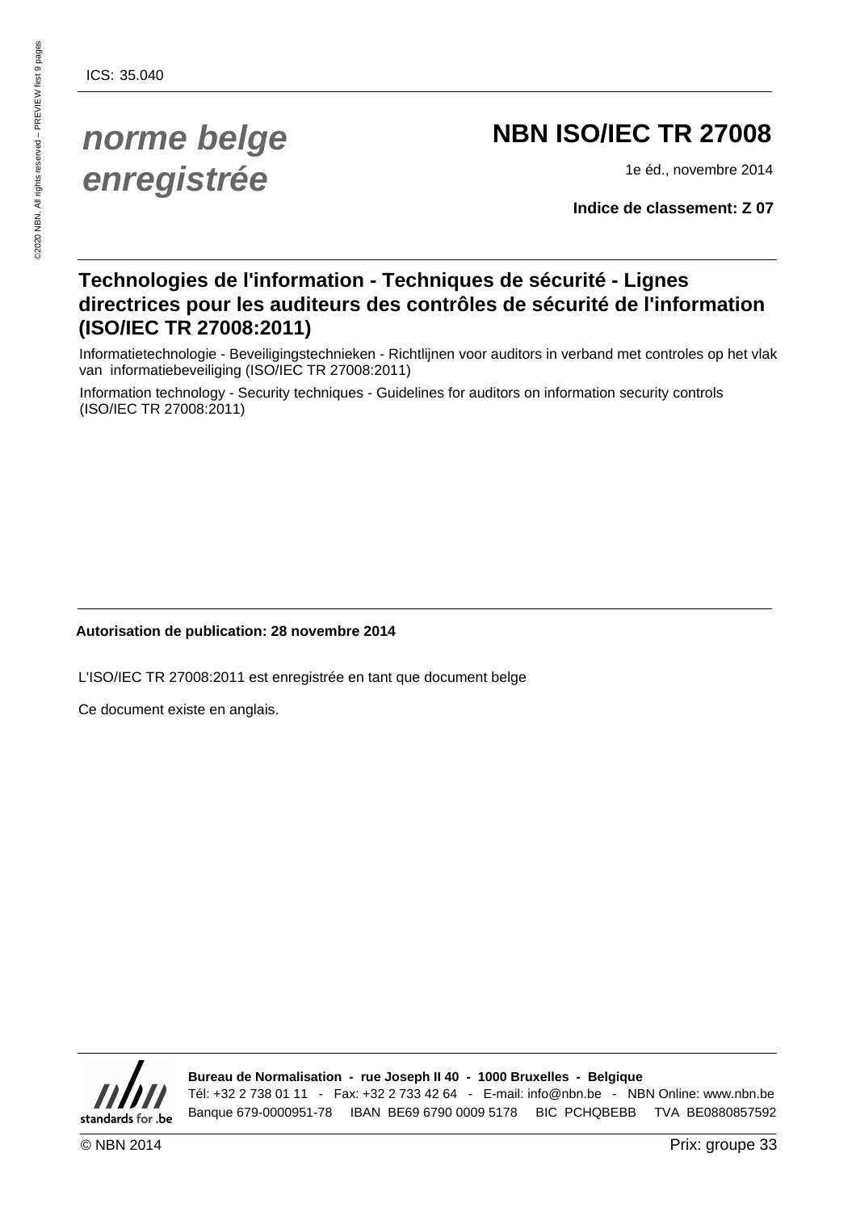ICS: 35.040

*norme belge enregistrée*

# NBN ISO/IEC TR 27008

1e éd., novembre 2014

**Indice de classement: Z 07**

## Technologies de l'information - Techniques de sécurité - Lignes directrices pour les auditeurs des contrôles de sécurité de l'information (ISO/IEC TR 27008:2011)

Informatietechnologie - Beveiligingstechnieken - Richtlijnen voor auditors in verband met controles op het vlak van informatiebeveiliging (ISO/IEC TR 27008:2011)

Information technology - Security techniques - Guidelines for auditors on information security controls (ISO/IEC TR 27008:2011)

**Autorisation de publication: 28 novembre 2014**

L'ISO/IEC TR 27008:2011 est enregistrée en tant que document belge

Ce document existe en anglais.

**Bureau de Normalisation - rue Joseph II 40 - 1000 Bruxelles - Belgique**

Tél: +32 2 738 01 11 - Fax: +32 2 733 42 64 - E-mail: info@nbn.be - NBN Online: www.nbn.be

Banque 679-0000951-78 IBAN BE69 6790 0009 5178 BIC PCHQBEBB TVA BE0880857592

© NBN 2014

Prix: groupe 33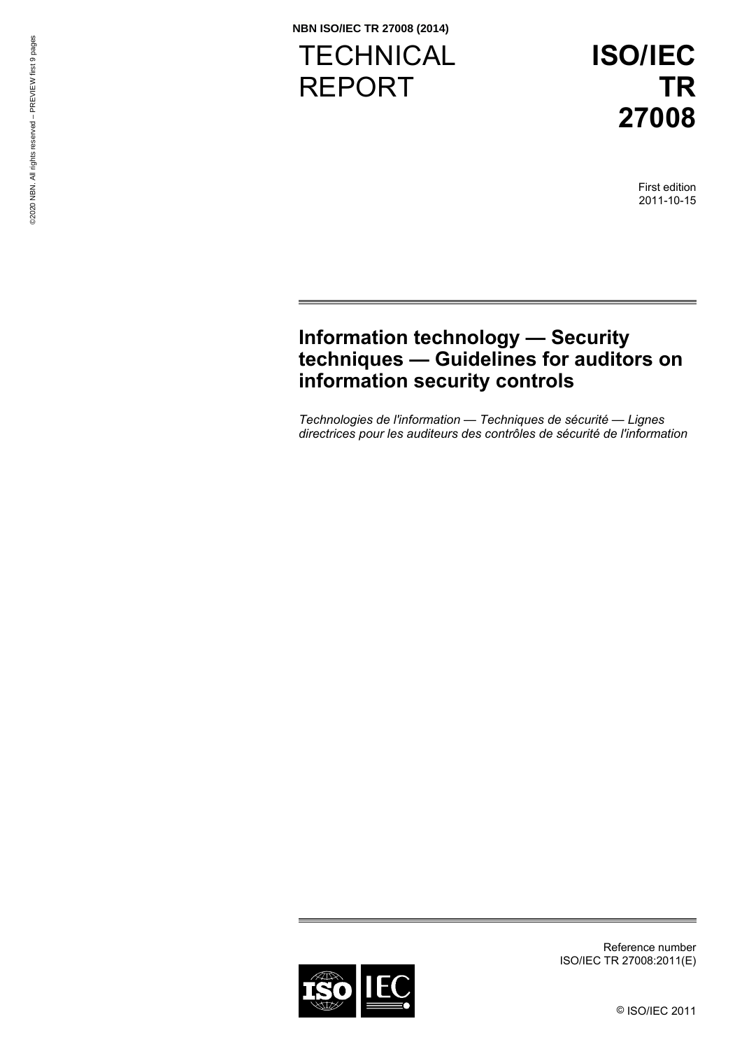NBN ISO/IEC TR 27008 (2014)

# TECHNICAL REPORT

# ISO/IEC TR 27008

First edition
2011-10-15

## Information technology — Security techniques — Guidelines for auditors on information security controls

*Technologies de l'information — Techniques de sécurité — Lignes directrices pour les auditeurs des contrôles de sécurité de l'information*

Reference number
ISO/IEC TR 27008:2011(E)

© ISO/IEC 2011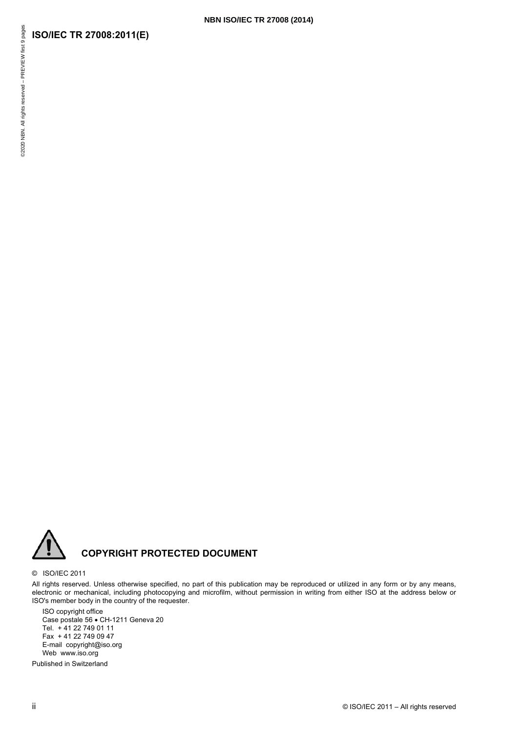## COPYRIGHT PROTECTED DOCUMENT

© ISO/IEC 2011

All rights reserved. Unless otherwise specified, no part of this publication may be reproduced or utilized in any form or by any means, electronic or mechanical, including photocopying and microfilm, without permission in writing from either ISO at the address below or ISO's member body in the country of the requester.

ISO copyright office
Case postale 56 • CH-1211 Geneva 20
Tel. + 41 22 749 01 11
Fax + 41 22 749 09 47
E-mail copyright@iso.org
Web www.iso.org

Published in Switzerland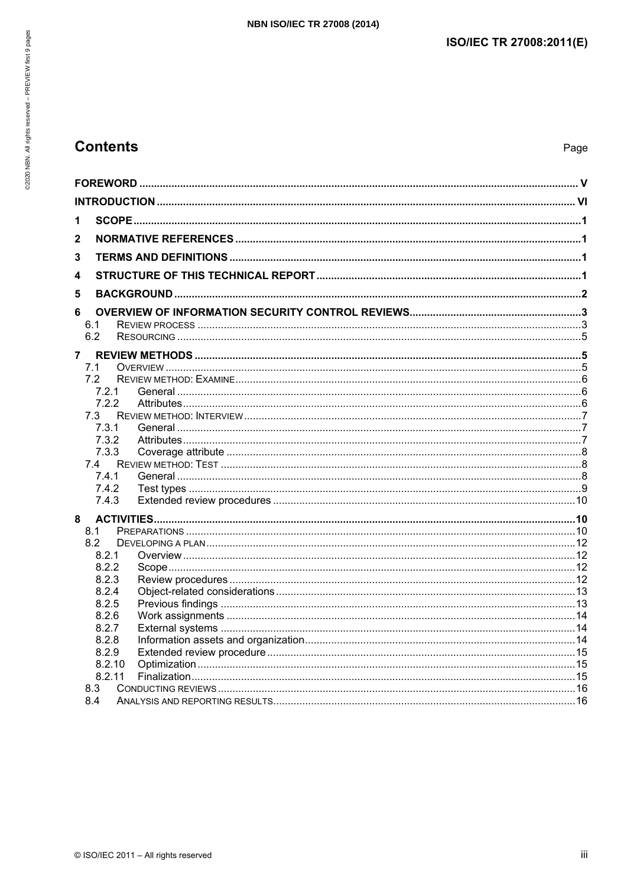# Contents

Page

FOREWORD ..... V

INTRODUCTION ..... VI

1 SCOPE ..... 1

2 NORMATIVE REFERENCES ..... 1

3 TERMS AND DEFINITIONS ..... 1

4 STRUCTURE OF THIS TECHNICAL REPORT ..... 1

5 BACKGROUND ..... 2

6 OVERVIEW OF INFORMATION SECURITY CONTROL REVIEWS ..... 3

- 6.1 REVIEW PROCESS ..... 3
- 6.2 RESOURCING ..... 5

7 REVIEW METHODS ..... 5

- 7.1 OVERVIEW ..... 5
- 7.2 REVIEW METHOD: EXAMINE ..... 6
  - 7.2.1 General ..... 6
  - 7.2.2 Attributes ..... 6
- 7.3 REVIEW METHOD: INTERVIEW ..... 7
  - 7.3.1 General ..... 7
  - 7.3.2 Attributes ..... 7
  - 7.3.3 Coverage attribute ..... 8
- 7.4 REVIEW METHOD: TEST ..... 8
  - 7.4.1 General ..... 8
  - 7.4.2 Test types ..... 9
  - 7.4.3 Extended review procedures ..... 10

8 ACTIVITIES ..... 10

- 8.1 PREPARATIONS ..... 10
- 8.2 DEVELOPING A PLAN ..... 12
  - 8.2.1 Overview ..... 12
  - 8.2.2 Scope ..... 12
  - 8.2.3 Review procedures ..... 12
  - 8.2.4 Object-related considerations ..... 13
  - 8.2.5 Previous findings ..... 13
  - 8.2.6 Work assignments ..... 14
  - 8.2.7 External systems ..... 14
  - 8.2.8 Information assets and organization ..... 14
  - 8.2.9 Extended review procedure ..... 15
  - 8.2.10 Optimization ..... 15
  - 8.2.11 Finalization ..... 15
- 8.3 CONDUCTING REVIEWS ..... 16
- 8.4 ANALYSIS AND REPORTING RESULTS ..... 16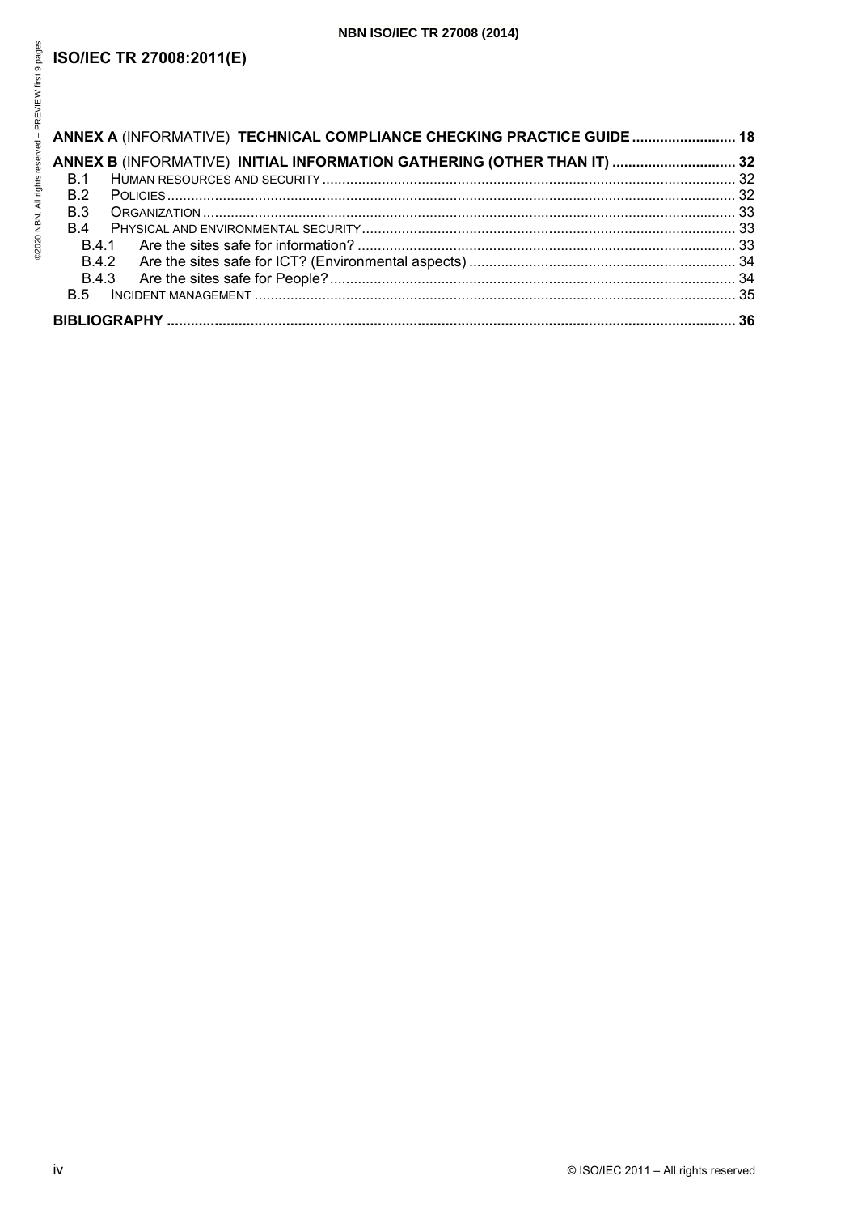| | |
|---|---|
| **ANNEX A** (INFORMATIVE) **TECHNICAL COMPLIANCE CHECKING PRACTICE GUIDE** | **18** |
| **ANNEX B** (INFORMATIVE) **INITIAL INFORMATION GATHERING (OTHER THAN IT)** | **32** |
| B.1 HUMAN RESOURCES AND SECURITY | 32 |
| B.2 POLICIES | 32 |
| B.3 ORGANIZATION | 33 |
| B.4 PHYSICAL AND ENVIRONMENTAL SECURITY | 33 |
| B.4.1 Are the sites safe for information? | 33 |
| B.4.2 Are the sites safe for ICT? (Environmental aspects) | 34 |
| B.4.3 Are the sites safe for People? | 34 |
| B.5 INCIDENT MANAGEMENT | 35 |
| **BIBLIOGRAPHY** | **36** |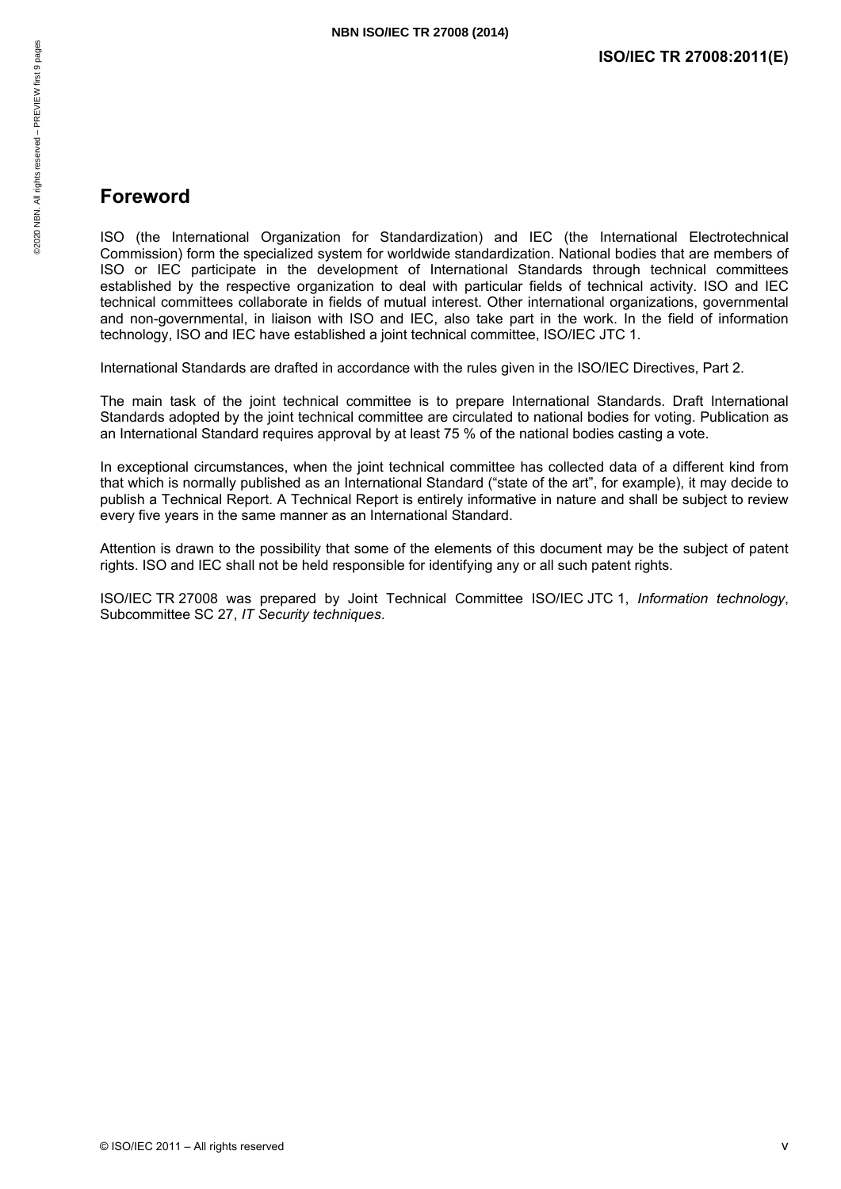# Foreword

ISO (the International Organization for Standardization) and IEC (the International Electrotechnical Commission) form the specialized system for worldwide standardization. National bodies that are members of ISO or IEC participate in the development of International Standards through technical committees established by the respective organization to deal with particular fields of technical activity. ISO and IEC technical committees collaborate in fields of mutual interest. Other international organizations, governmental and non-governmental, in liaison with ISO and IEC, also take part in the work. In the field of information technology, ISO and IEC have established a joint technical committee, ISO/IEC JTC 1.

International Standards are drafted in accordance with the rules given in the ISO/IEC Directives, Part 2.

The main task of the joint technical committee is to prepare International Standards. Draft International Standards adopted by the joint technical committee are circulated to national bodies for voting. Publication as an International Standard requires approval by at least 75 % of the national bodies casting a vote.

In exceptional circumstances, when the joint technical committee has collected data of a different kind from that which is normally published as an International Standard ("state of the art", for example), it may decide to publish a Technical Report. A Technical Report is entirely informative in nature and shall be subject to review every five years in the same manner as an International Standard.

Attention is drawn to the possibility that some of the elements of this document may be the subject of patent rights. ISO and IEC shall not be held responsible for identifying any or all such patent rights.

ISO/IEC TR 27008 was prepared by Joint Technical Committee ISO/IEC JTC 1, *Information technology*, Subcommittee SC 27, *IT Security techniques*.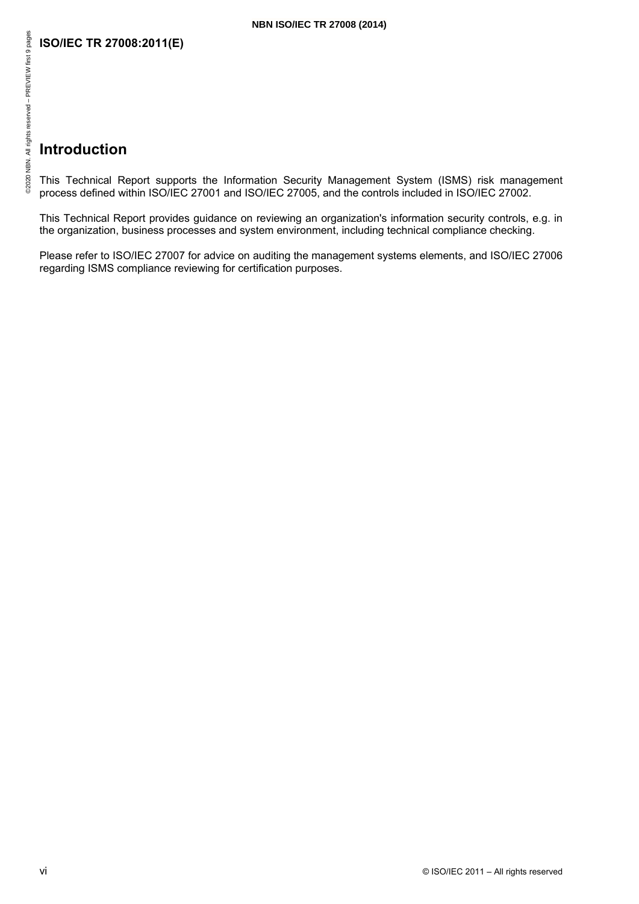# Introduction

This Technical Report supports the Information Security Management System (ISMS) risk management process defined within ISO/IEC 27001 and ISO/IEC 27005, and the controls included in ISO/IEC 27002.

This Technical Report provides guidance on reviewing an organization's information security controls, e.g. in the organization, business processes and system environment, including technical compliance checking.

Please refer to ISO/IEC 27007 for advice on auditing the management systems elements, and ISO/IEC 27006 regarding ISMS compliance reviewing for certification purposes.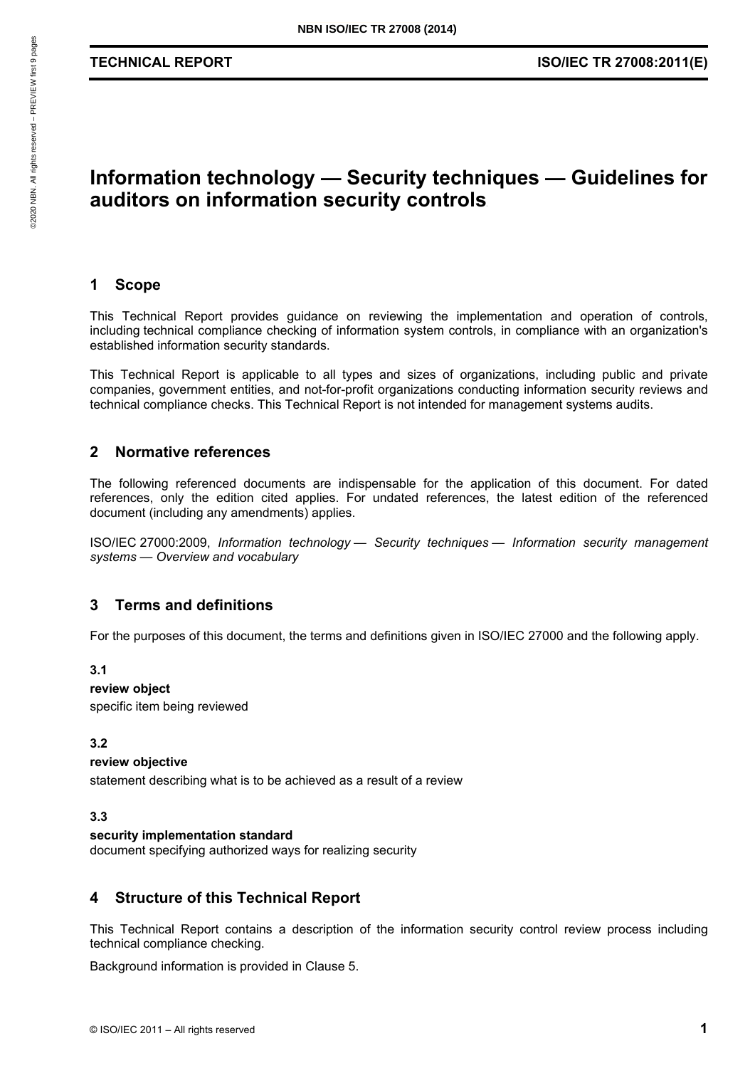**TECHNICAL REPORT** **ISO/IEC TR 27008:2011(E)**

# Information technology — Security techniques — Guidelines for auditors on information security controls

## 1 Scope

This Technical Report provides guidance on reviewing the implementation and operation of controls, including technical compliance checking of information system controls, in compliance with an organization's established information security standards.

This Technical Report is applicable to all types and sizes of organizations, including public and private companies, government entities, and not-for-profit organizations conducting information security reviews and technical compliance checks. This Technical Report is not intended for management systems audits.

## 2 Normative references

The following referenced documents are indispensable for the application of this document. For dated references, only the edition cited applies. For undated references, the latest edition of the referenced document (including any amendments) applies.

ISO/IEC 27000:2009, *Information technology — Security techniques — Information security management systems — Overview and vocabulary*

## 3 Terms and definitions

For the purposes of this document, the terms and definitions given in ISO/IEC 27000 and the following apply.

**3.1**

**review object**

specific item being reviewed

**3.2**

**review objective**

statement describing what is to be achieved as a result of a review

**3.3**

**security implementation standard**

document specifying authorized ways for realizing security

## 4 Structure of this Technical Report

This Technical Report contains a description of the information security control review process including technical compliance checking.

Background information is provided in Clause 5.